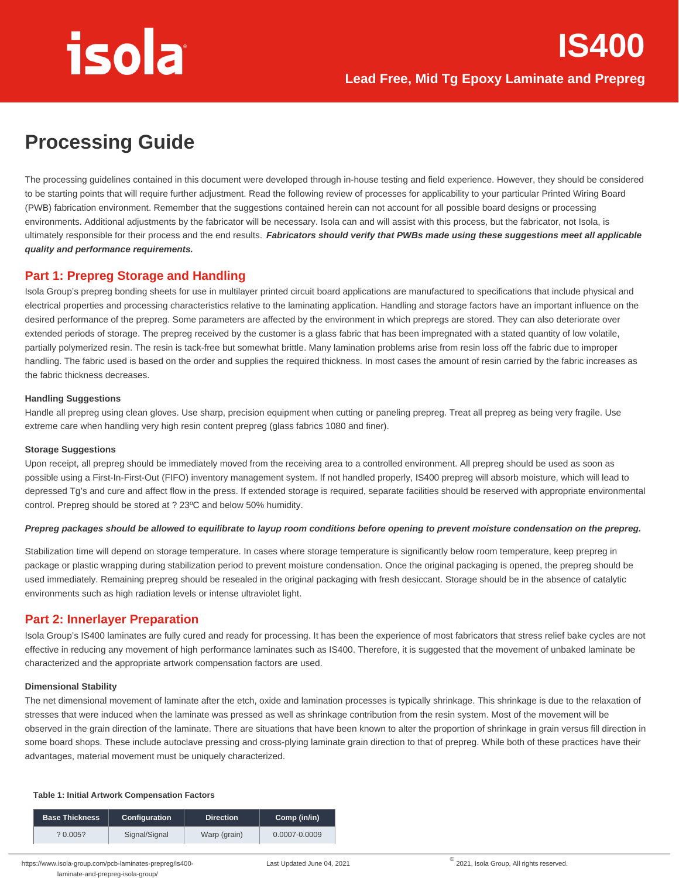# IS400

**Lead Free, Mid Tg Epoxy Laminate and Prepreg**

## Processing Guide

The processing guidelines contained in this document were developed through in-house testing and field experience. However, they should be considered to be starting points that will require further adjustment. Read the following review of processes for applicability to your particular Printed Wiring Board (PWB) fabrication environment. Remember that the suggestions contained herein can not account for all possible board designs or processing environments. Additional adjustments by the fabricator will be necessary. Isola can and will assist with this process, but the fabricator, not Isola, is ultimately responsible for their process and the end results. ***Fabricators should verify that PWBs made using these suggestions meet all applicable quality and performance requirements.***

## Part 1: Prepreg Storage and Handling

Isola Group's prepreg bonding sheets for use in multilayer printed circuit board applications are manufactured to specifications that include physical and electrical properties and processing characteristics relative to the laminating application. Handling and storage factors have an important influence on the desired performance of the prepreg. Some parameters are affected by the environment in which prepregs are stored. They can also deteriorate over extended periods of storage. The prepreg received by the customer is a glass fabric that has been impregnated with a stated quantity of low volatile, partially polymerized resin. The resin is tack-free but somewhat brittle. Many lamination problems arise from resin loss off the fabric due to improper handling. The fabric used is based on the order and supplies the required thickness. In most cases the amount of resin carried by the fabric increases as the fabric thickness decreases.

### Handling Suggestions

Handle all prepreg using clean gloves. Use sharp, precision equipment when cutting or paneling prepreg. Treat all prepreg as being very fragile. Use extreme care when handling very high resin content prepreg (glass fabrics 1080 and finer).

### Storage Suggestions

Upon receipt, all prepreg should be immediately moved from the receiving area to a controlled environment. All prepreg should be used as soon as possible using a First-In-First-Out (FIFO) inventory management system. If not handled properly, IS400 prepreg will absorb moisture, which will lead to depressed Tg's and cure and affect flow in the press. If extended storage is required, separate facilities should be reserved with appropriate environmental control. Prepreg should be stored at ? 23ºC and below 50% humidity.

***Prepreg packages should be allowed to equilibrate to layup room conditions before opening to prevent moisture condensation on the prepreg.***

Stabilization time will depend on storage temperature. In cases where storage temperature is significantly below room temperature, keep prepreg in package or plastic wrapping during stabilization period to prevent moisture condensation. Once the original packaging is opened, the prepreg should be used immediately. Remaining prepreg should be resealed in the original packaging with fresh desiccant. Storage should be in the absence of catalytic environments such as high radiation levels or intense ultraviolet light.

## Part 2: Innerlayer Preparation

Isola Group's IS400 laminates are fully cured and ready for processing. It has been the experience of most fabricators that stress relief bake cycles are not effective in reducing any movement of high performance laminates such as IS400. Therefore, it is suggested that the movement of unbaked laminate be characterized and the appropriate artwork compensation factors are used.

### Dimensional Stability

The net dimensional movement of laminate after the etch, oxide and lamination processes is typically shrinkage. This shrinkage is due to the relaxation of stresses that were induced when the laminate was pressed as well as shrinkage contribution from the resin system. Most of the movement will be observed in the grain direction of the laminate. There are situations that have been known to alter the proportion of shrinkage in grain versus fill direction in some board shops. These include autoclave pressing and cross-plying laminate grain direction to that of prepreg. While both of these practices have their advantages, material movement must be uniquely characterized.

**Table 1: Initial Artwork Compensation Factors**

| Base Thickness | Configuration | Direction | Comp (in/in) |
|---|---|---|---|
| ? 0.005? | Signal/Signal | Warp (grain) | 0.0007-0.0009 |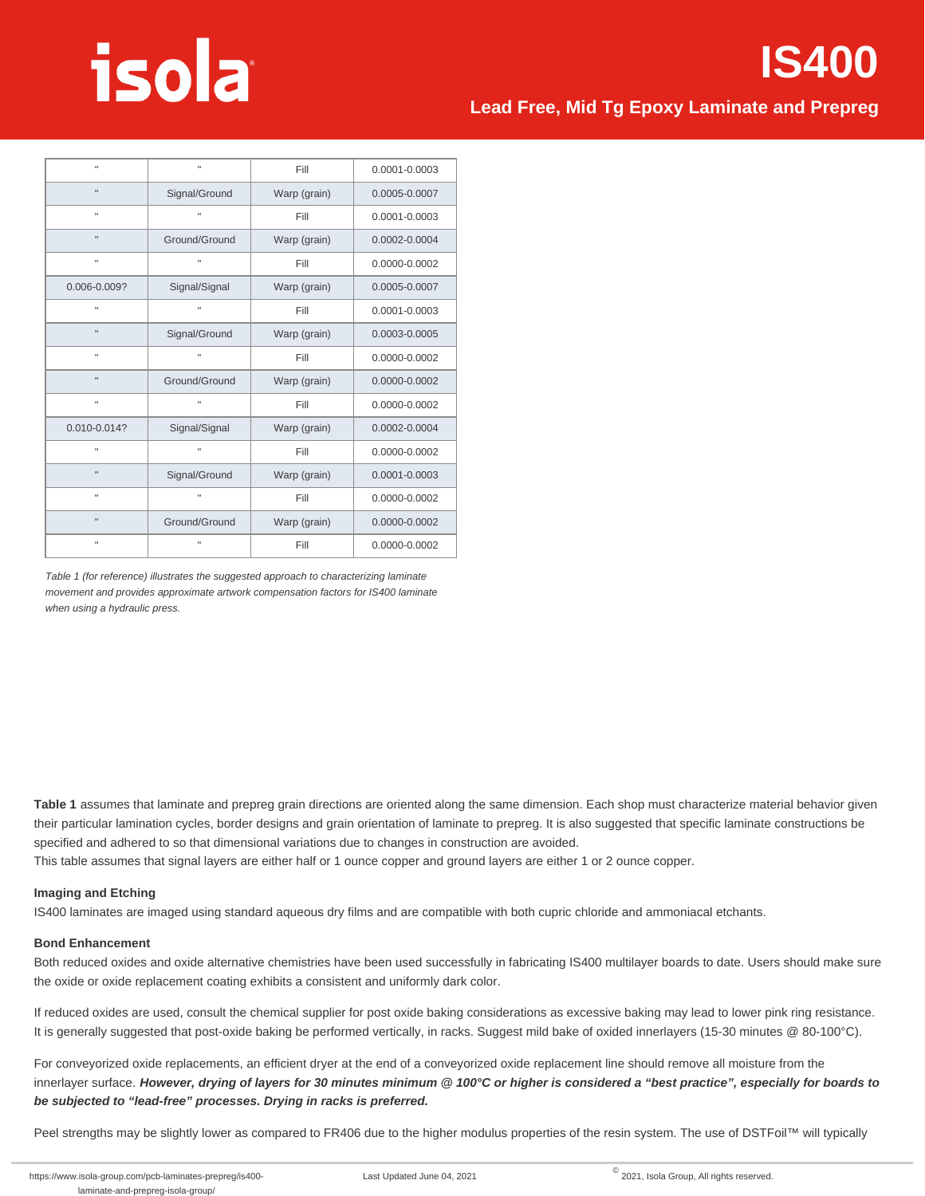| " | " | Fill | 0.0001-0.0003 |
|---|---|---|---|
| " | Signal/Ground | Warp (grain) | 0.0005-0.0007 |
| " | " | Fill | 0.0001-0.0003 |
| " | Ground/Ground | Warp (grain) | 0.0002-0.0004 |
| " | " | Fill | 0.0000-0.0002 |
| 0.006-0.009? | Signal/Signal | Warp (grain) | 0.0005-0.0007 |
| " | " | Fill | 0.0001-0.0003 |
| " | Signal/Ground | Warp (grain) | 0.0003-0.0005 |
| " | " | Fill | 0.0000-0.0002 |
| " | Ground/Ground | Warp (grain) | 0.0000-0.0002 |
| " | " | Fill | 0.0000-0.0002 |
| 0.010-0.014? | Signal/Signal | Warp (grain) | 0.0002-0.0004 |
| " | " | Fill | 0.0000-0.0002 |
| " | Signal/Ground | Warp (grain) | 0.0001-0.0003 |
| " | " | Fill | 0.0000-0.0002 |
| " | Ground/Ground | Warp (grain) | 0.0000-0.0002 |
| " | " | Fill | 0.0000-0.0002 |

*Table 1 (for reference) illustrates the suggested approach to characterizing laminate movement and provides approximate artwork compensation factors for IS400 laminate when using a hydraulic press.*

**Table 1** assumes that laminate and prepreg grain directions are oriented along the same dimension. Each shop must characterize material behavior given their particular lamination cycles, border designs and grain orientation of laminate to prepreg. It is also suggested that specific laminate constructions be specified and adhered to so that dimensional variations due to changes in construction are avoided.
This table assumes that signal layers are either half or 1 ounce copper and ground layers are either 1 or 2 ounce copper.

### Imaging and Etching

IS400 laminates are imaged using standard aqueous dry films and are compatible with both cupric chloride and ammoniacal etchants.

### Bond Enhancement

Both reduced oxides and oxide alternative chemistries have been used successfully in fabricating IS400 multilayer boards to date. Users should make sure the oxide or oxide replacement coating exhibits a consistent and uniformly dark color.

If reduced oxides are used, consult the chemical supplier for post oxide baking considerations as excessive baking may lead to lower pink ring resistance. It is generally suggested that post-oxide baking be performed vertically, in racks. Suggest mild bake of oxided innerlayers (15-30 minutes @ 80-100°C).

For conveyorized oxide replacements, an efficient dryer at the end of a conveyorized oxide replacement line should remove all moisture from the innerlayer surface. ***However, drying of layers for 30 minutes minimum @ 100°C or higher is considered a "best practice", especially for boards to be subjected to "lead-free" processes. Drying in racks is preferred.***

Peel strengths may be slightly lower as compared to FR406 due to the higher modulus properties of the resin system. The use of DSTFoil™ will typically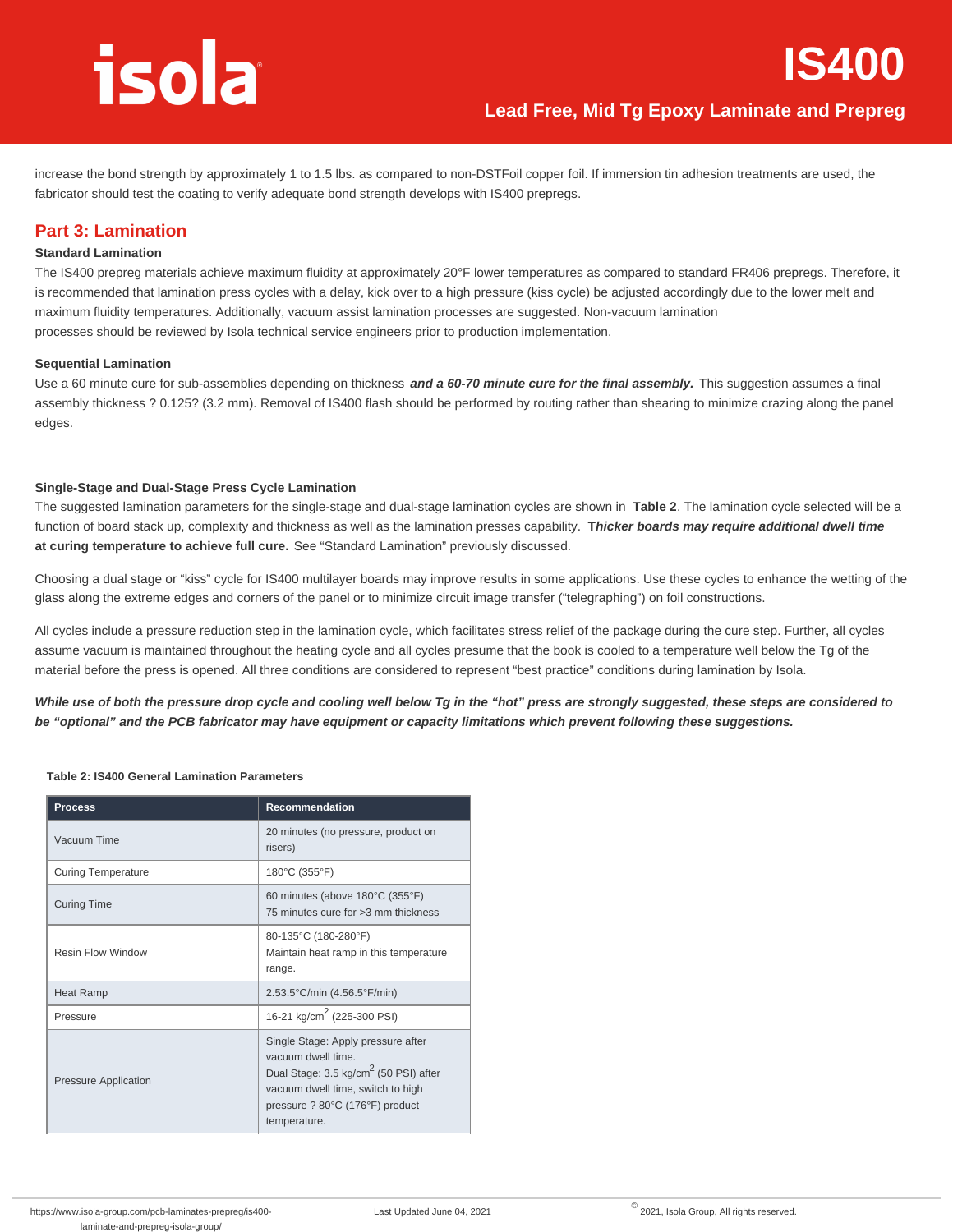increase the bond strength by approximately 1 to 1.5 lbs. as compared to non-DSTFoil copper foil. If immersion tin adhesion treatments are used, the fabricator should test the coating to verify adequate bond strength develops with IS400 prepregs.

## Part 3: Lamination

### Standard Lamination

The IS400 prepreg materials achieve maximum fluidity at approximately 20°F lower temperatures as compared to standard FR406 prepregs. Therefore, it is recommended that lamination press cycles with a delay, kick over to a high pressure (kiss cycle) be adjusted accordingly due to the lower melt and maximum fluidity temperatures. Additionally, vacuum assist lamination processes are suggested. Non-vacuum lamination processes should be reviewed by Isola technical service engineers prior to production implementation.

### Sequential Lamination

Use a 60 minute cure for sub-assemblies depending on thickness ***and a 60-70 minute cure for the final assembly.*** This suggestion assumes a final assembly thickness ? 0.125? (3.2 mm). Removal of IS400 flash should be performed by routing rather than shearing to minimize crazing along the panel edges.

### Single-Stage and Dual-Stage Press Cycle Lamination

The suggested lamination parameters for the single-stage and dual-stage lamination cycles are shown in **Table 2**. The lamination cycle selected will be a function of board stack up, complexity and thickness as well as the lamination presses capability. **T*hicker boards may require additional dwell time* at curing temperature to achieve full cure.** See “Standard Lamination” previously discussed.

Choosing a dual stage or “kiss” cycle for IS400 multilayer boards may improve results in some applications. Use these cycles to enhance the wetting of the glass along the extreme edges and corners of the panel or to minimize circuit image transfer (“telegraphing”) on foil constructions.

All cycles include a pressure reduction step in the lamination cycle, which facilitates stress relief of the package during the cure step. Further, all cycles assume vacuum is maintained throughout the heating cycle and all cycles presume that the book is cooled to a temperature well below the Tg of the material before the press is opened. All three conditions are considered to represent “best practice” conditions during lamination by Isola.

***While use of both the pressure drop cycle and cooling well below Tg in the “hot” press are strongly suggested, these steps are considered to be “optional” and the PCB fabricator may have equipment or capacity limitations which prevent following these suggestions.***

**Table 2: IS400 General Lamination Parameters**

| Process | Recommendation |
|---|---|
| Vacuum Time | 20 minutes (no pressure, product on risers) |
| Curing Temperature | 180°C (355°F) |
| Curing Time | 60 minutes (above 180°C (355°F)<br>75 minutes cure for >3 mm thickness |
| Resin Flow Window | 80-135°C (180-280°F)<br>Maintain heat ramp in this temperature range. |
| Heat Ramp | 2.53.5°C/min (4.56.5°F/min) |
| Pressure | 16-21 kg/cm$^2$ (225-300 PSI) |
| Pressure Application | Single Stage: Apply pressure after vacuum dwell time.<br>Dual Stage: 3.5 kg/cm$^2$ (50 PSI) after vacuum dwell time, switch to high pressure ? 80°C (176°F) product temperature. |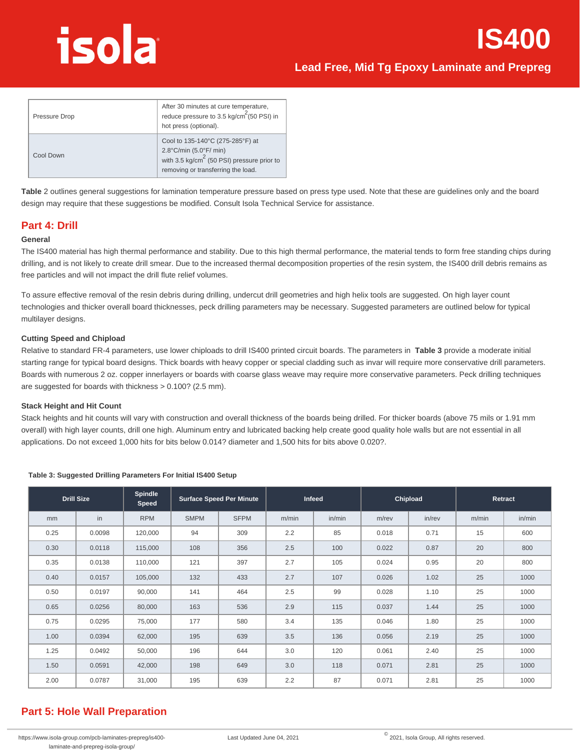| Pressure Drop | After 30 minutes at cure temperature, reduce pressure to 3.5 kg/cm$^2$(50 PSI) in hot press (optional). |
|---|---|
| Cool Down | Cool to 135-140°C (275-285°F) at 2.8°C/min (5.0°F/ min) with 3.5 kg/cm$^2$ (50 PSI) pressure prior to removing or transferring the load. |

**Table** 2 outlines general suggestions for lamination temperature pressure based on press type used. Note that these are guidelines only and the board design may require that these suggestions be modified. Consult Isola Technical Service for assistance.

## Part 4: Drill

### General

The IS400 material has high thermal performance and stability. Due to this high thermal performance, the material tends to form free standing chips during drilling, and is not likely to create drill smear. Due to the increased thermal decomposition properties of the resin system, the IS400 drill debris remains as free particles and will not impact the drill flute relief volumes.

To assure effective removal of the resin debris during drilling, undercut drill geometries and high helix tools are suggested. On high layer count technologies and thicker overall board thicknesses, peck drilling parameters may be necessary. Suggested parameters are outlined below for typical multilayer designs.

### Cutting Speed and Chipload

Relative to standard FR-4 parameters, use lower chiploads to drill IS400 printed circuit boards. The parameters in **Table 3** provide a moderate initial starting range for typical board designs. Thick boards with heavy copper or special cladding such as invar will require more conservative drill parameters. Boards with numerous 2 oz. copper innerlayers or boards with coarse glass weave may require more conservative parameters. Peck drilling techniques are suggested for boards with thickness > 0.100? (2.5 mm).

### Stack Height and Hit Count

Stack heights and hit counts will vary with construction and overall thickness of the boards being drilled. For thicker boards (above 75 mils or 1.91 mm overall) with high layer counts, drill one high. Aluminum entry and lubricated backing help create good quality hole walls but are not essential in all applications. Do not exceed 1,000 hits for bits below 0.014? diameter and 1,500 hits for bits above 0.020?.

**Table 3: Suggested Drilling Parameters For Initial IS400 Setup**

| Drill Size | | Spindle Speed | Surface Speed Per Minute | | Infeed | | Chipload | | Retract | |
|---|---|---|---|---|---|---|---|---|---|---|
| mm | in | RPM | SMPM | SFPM | m/min | in/min | m/rev | in/rev | m/min | in/min |
| 0.25 | 0.0098 | 120,000 | 94 | 309 | 2.2 | 85 | 0.018 | 0.71 | 15 | 600 |
| 0.30 | 0.0118 | 115,000 | 108 | 356 | 2.5 | 100 | 0.022 | 0.87 | 20 | 800 |
| 0.35 | 0.0138 | 110,000 | 121 | 397 | 2.7 | 105 | 0.024 | 0.95 | 20 | 800 |
| 0.40 | 0.0157 | 105,000 | 132 | 433 | 2.7 | 107 | 0.026 | 1.02 | 25 | 1000 |
| 0.50 | 0.0197 | 90,000 | 141 | 464 | 2.5 | 99 | 0.028 | 1.10 | 25 | 1000 |
| 0.65 | 0.0256 | 80,000 | 163 | 536 | 2.9 | 115 | 0.037 | 1.44 | 25 | 1000 |
| 0.75 | 0.0295 | 75,000 | 177 | 580 | 3.4 | 135 | 0.046 | 1.80 | 25 | 1000 |
| 1.00 | 0.0394 | 62,000 | 195 | 639 | 3.5 | 136 | 0.056 | 2.19 | 25 | 1000 |
| 1.25 | 0.0492 | 50,000 | 196 | 644 | 3.0 | 120 | 0.061 | 2.40 | 25 | 1000 |
| 1.50 | 0.0591 | 42,000 | 198 | 649 | 3.0 | 118 | 0.071 | 2.81 | 25 | 1000 |
| 2.00 | 0.0787 | 31,000 | 195 | 639 | 2.2 | 87 | 0.071 | 2.81 | 25 | 1000 |

## Part 5: Hole Wall Preparation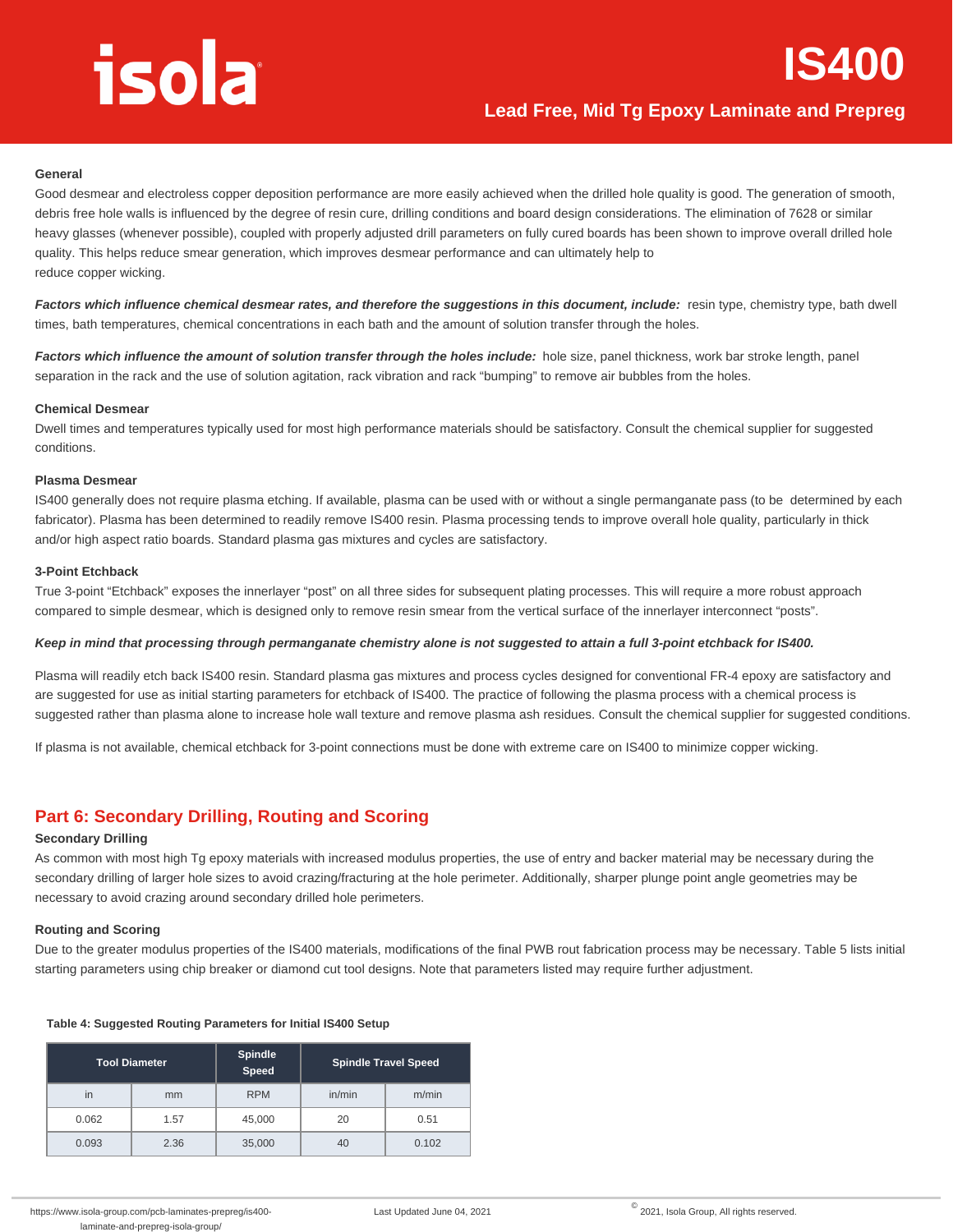# IS400

## Lead Free, Mid Tg Epoxy Laminate and Prepreg

**General**

Good desmear and electroless copper deposition performance are more easily achieved when the drilled hole quality is good. The generation of smooth, debris free hole walls is influenced by the degree of resin cure, drilling conditions and board design considerations. The elimination of 7628 or similar heavy glasses (whenever possible), coupled with properly adjusted drill parameters on fully cured boards has been shown to improve overall drilled hole quality. This helps reduce smear generation, which improves desmear performance and can ultimately help to reduce copper wicking.

***Factors which influence chemical desmear rates, and therefore the suggestions in this document, include:*** resin type, chemistry type, bath dwell times, bath temperatures, chemical concentrations in each bath and the amount of solution transfer through the holes.

***Factors which influence the amount of solution transfer through the holes include:*** hole size, panel thickness, work bar stroke length, panel separation in the rack and the use of solution agitation, rack vibration and rack "bumping" to remove air bubbles from the holes.

**Chemical Desmear**

Dwell times and temperatures typically used for most high performance materials should be satisfactory. Consult the chemical supplier for suggested conditions.

**Plasma Desmear**

IS400 generally does not require plasma etching. If available, plasma can be used with or without a single permanganate pass (to be determined by each fabricator). Plasma has been determined to readily remove IS400 resin. Plasma processing tends to improve overall hole quality, particularly in thick and/or high aspect ratio boards. Standard plasma gas mixtures and cycles are satisfactory.

**3-Point Etchback**

True 3-point "Etchback" exposes the innerlayer "post" on all three sides for subsequent plating processes. This will require a more robust approach compared to simple desmear, which is designed only to remove resin smear from the vertical surface of the innerlayer interconnect "posts".

***Keep in mind that processing through permanganate chemistry alone is not suggested to attain a full 3-point etchback for IS400.***

Plasma will readily etch back IS400 resin. Standard plasma gas mixtures and process cycles designed for conventional FR-4 epoxy are satisfactory and are suggested for use as initial starting parameters for etchback of IS400. The practice of following the plasma process with a chemical process is suggested rather than plasma alone to increase hole wall texture and remove plasma ash residues. Consult the chemical supplier for suggested conditions.

If plasma is not available, chemical etchback for 3-point connections must be done with extreme care on IS400 to minimize copper wicking.

## Part 6: Secondary Drilling, Routing and Scoring

**Secondary Drilling**

As common with most high Tg epoxy materials with increased modulus properties, the use of entry and backer material may be necessary during the secondary drilling of larger hole sizes to avoid crazing/fracturing at the hole perimeter. Additionally, sharper plunge point angle geometries may be necessary to avoid crazing around secondary drilled hole perimeters.

**Routing and Scoring**

Due to the greater modulus properties of the IS400 materials, modifications of the final PWB rout fabrication process may be necessary. Table 5 lists initial starting parameters using chip breaker or diamond cut tool designs. Note that parameters listed may require further adjustment.

**Table 4: Suggested Routing Parameters for Initial IS400 Setup**

| Tool Diameter | | Spindle Speed | Spindle Travel Speed | |
|---|---|---|---|---|
| in | mm | RPM | in/min | m/min |
| 0.062 | 1.57 | 45,000 | 20 | 0.51 |
| 0.093 | 2.36 | 35,000 | 40 | 0.102 |

https://www.isola-group.com/pcb-laminates-prepreg/is400-laminate-and-prepreg-isola-group/ Last Updated June 04, 2021 © 2021, Isola Group, All rights reserved.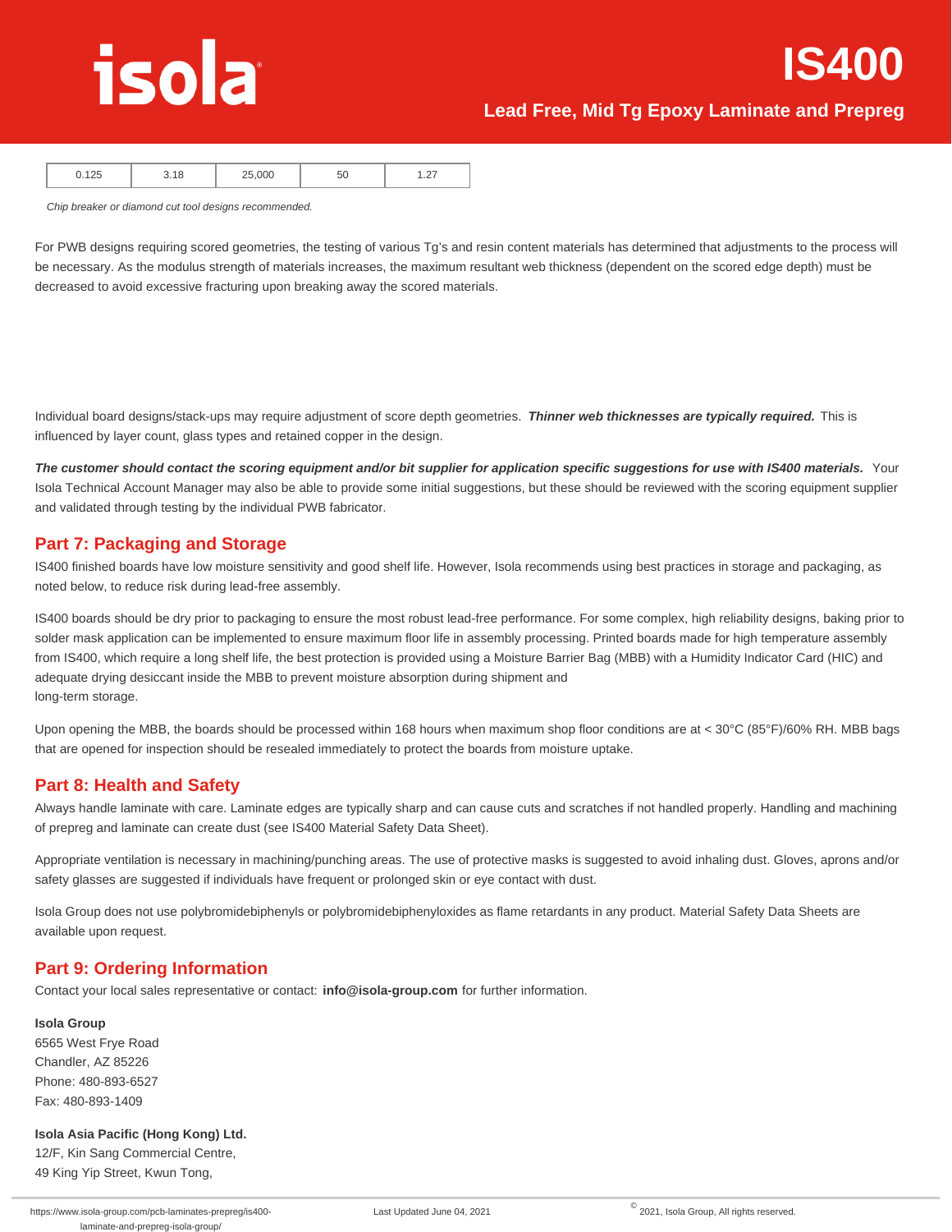| 0.125 | 3.18 | 25,000 | 50 | 1.27 |
|---|---|---|---|---|

*Chip breaker or diamond cut tool designs recommended.*

For PWB designs requiring scored geometries, the testing of various Tg's and resin content materials has determined that adjustments to the process will be necessary. As the modulus strength of materials increases, the maximum resultant web thickness (dependent on the scored edge depth) must be decreased to avoid excessive fracturing upon breaking away the scored materials.

Individual board designs/stack-ups may require adjustment of score depth geometries. ***Thinner web thicknesses are typically required.*** This is influenced by layer count, glass types and retained copper in the design.

***The customer should contact the scoring equipment and/or bit supplier for application specific suggestions for use with IS400 materials.*** Your Isola Technical Account Manager may also be able to provide some initial suggestions, but these should be reviewed with the scoring equipment supplier and validated through testing by the individual PWB fabricator.

## Part 7: Packaging and Storage

IS400 finished boards have low moisture sensitivity and good shelf life. However, Isola recommends using best practices in storage and packaging, as noted below, to reduce risk during lead-free assembly.

IS400 boards should be dry prior to packaging to ensure the most robust lead-free performance. For some complex, high reliability designs, baking prior to solder mask application can be implemented to ensure maximum floor life in assembly processing. Printed boards made for high temperature assembly from IS400, which require a long shelf life, the best protection is provided using a Moisture Barrier Bag (MBB) with a Humidity Indicator Card (HIC) and adequate drying desiccant inside the MBB to prevent moisture absorption during shipment and long-term storage.

Upon opening the MBB, the boards should be processed within 168 hours when maximum shop floor conditions are at < 30°C (85°F)/60% RH. MBB bags that are opened for inspection should be resealed immediately to protect the boards from moisture uptake.

## Part 8: Health and Safety

Always handle laminate with care. Laminate edges are typically sharp and can cause cuts and scratches if not handled properly. Handling and machining of prepreg and laminate can create dust (see IS400 Material Safety Data Sheet).

Appropriate ventilation is necessary in machining/punching areas. The use of protective masks is suggested to avoid inhaling dust. Gloves, aprons and/or safety glasses are suggested if individuals have frequent or prolonged skin or eye contact with dust.

Isola Group does not use polybromidebiphenyls or polybromidebiphenyloxides as flame retardants in any product. Material Safety Data Sheets are available upon request.

## Part 9: Ordering Information

Contact your local sales representative or contact: **info@isola-group.com** for further information.

**Isola Group**
6565 West Frye Road
Chandler, AZ 85226
Phone: 480-893-6527
Fax: 480-893-1409

**Isola Asia Pacific (Hong Kong) Ltd.**
12/F, Kin Sang Commercial Centre,
49 King Yip Street, Kwun Tong,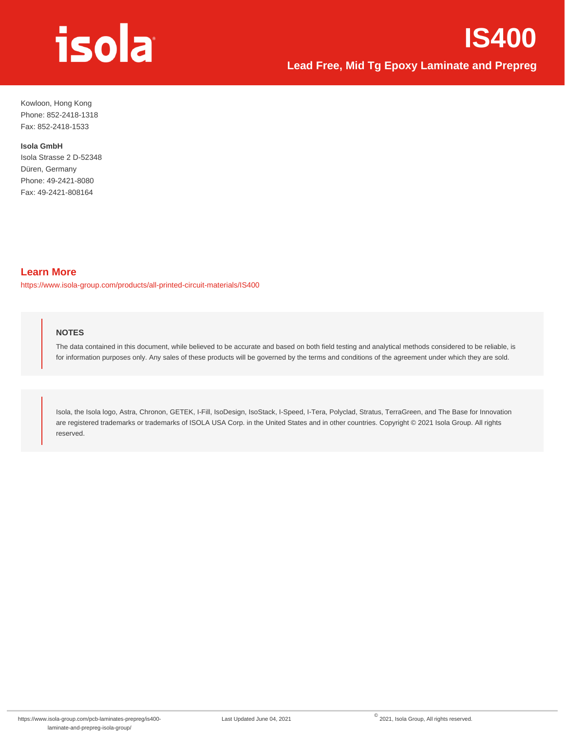Kowloon, Hong Kong
Phone: 852-2418-1318
Fax: 852-2418-1533

**Isola GmbH**
Isola Strasse 2 D-52348
Düren, Germany
Phone: 49-2421-8080
Fax: 49-2421-808164

## Learn More

https://www.isola-group.com/products/all-printed-circuit-materials/IS400

**NOTES**

The data contained in this document, while believed to be accurate and based on both field testing and analytical methods considered to be reliable, is for information purposes only. Any sales of these products will be governed by the terms and conditions of the agreement under which they are sold.

Isola, the Isola logo, Astra, Chronon, GETEK, I-Fill, IsoDesign, IsoStack, I-Speed, I-Tera, Polyclad, Stratus, TerraGreen, and The Base for Innovation are registered trademarks or trademarks of ISOLA USA Corp. in the United States and in other countries. Copyright © 2021 Isola Group. All rights reserved.